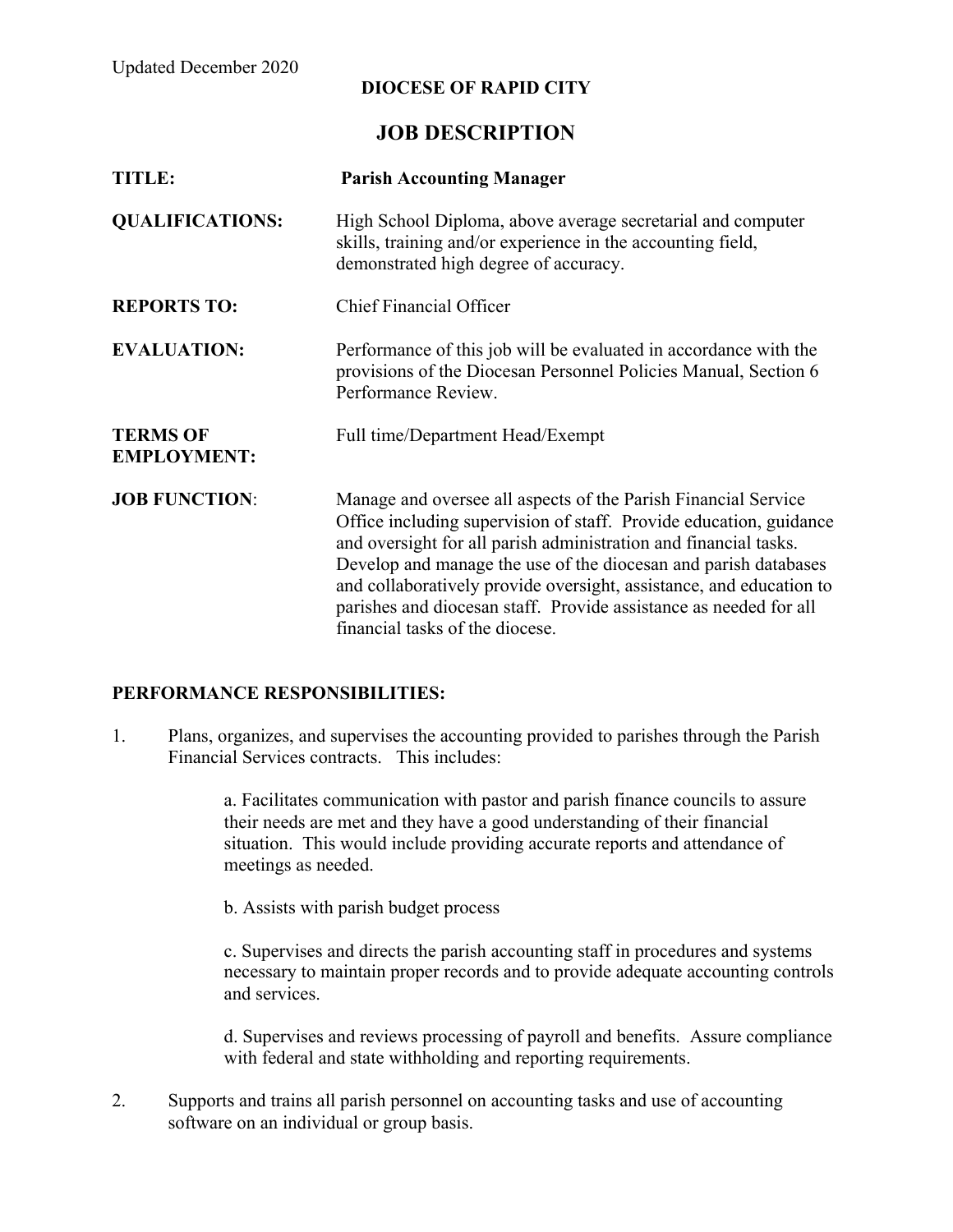Updated December 2020

**DIOCESE OF RAPID CITY**

# JOB DESCRIPTION

**TITLE:** **Parish Accounting Manager**

**QUALIFICATIONS:** High School Diploma, above average secretarial and computer skills, training and/or experience in the accounting field, demonstrated high degree of accuracy.

**REPORTS TO:** Chief Financial Officer

**EVALUATION:** Performance of this job will be evaluated in accordance with the provisions of the Diocesan Personnel Policies Manual, Section 6 Performance Review.

**TERMS OF EMPLOYMENT:** Full time/Department Head/Exempt

**JOB FUNCTION**: Manage and oversee all aspects of the Parish Financial Service Office including supervision of staff. Provide education, guidance and oversight for all parish administration and financial tasks. Develop and manage the use of the diocesan and parish databases and collaboratively provide oversight, assistance, and education to parishes and diocesan staff. Provide assistance as needed for all financial tasks of the diocese.

## PERFORMANCE RESPONSIBILITIES:

1. Plans, organizes, and supervises the accounting provided to parishes through the Parish Financial Services contracts. This includes:

   a. Facilitates communication with pastor and parish finance councils to assure their needs are met and they have a good understanding of their financial situation. This would include providing accurate reports and attendance of meetings as needed.

   b. Assists with parish budget process

   c. Supervises and directs the parish accounting staff in procedures and systems necessary to maintain proper records and to provide adequate accounting controls and services.

   d. Supervises and reviews processing of payroll and benefits. Assure compliance with federal and state withholding and reporting requirements.

2. Supports and trains all parish personnel on accounting tasks and use of accounting software on an individual or group basis.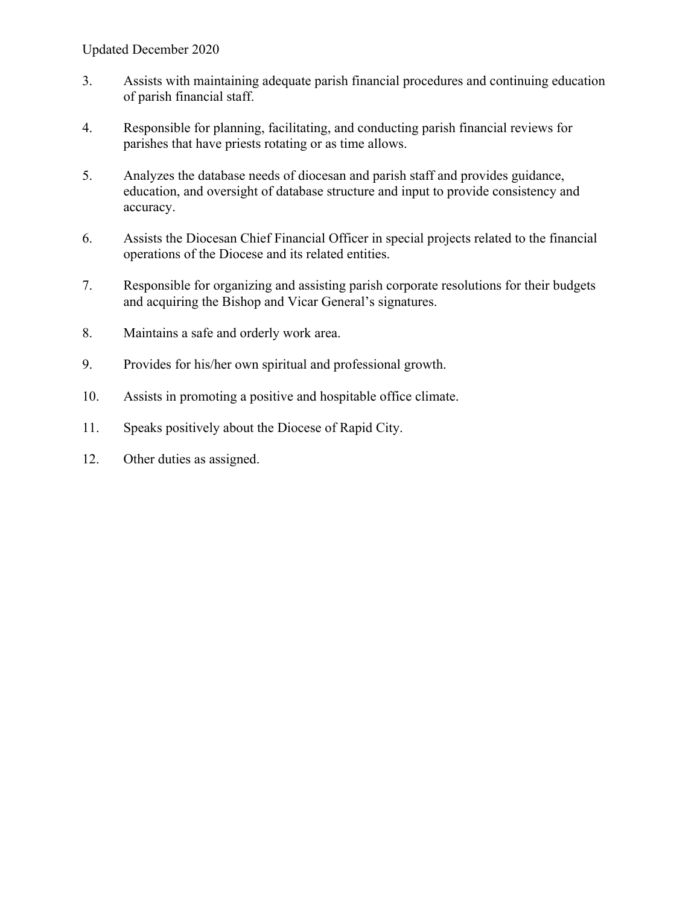Updated December 2020

3. Assists with maintaining adequate parish financial procedures and continuing education of parish financial staff.

4. Responsible for planning, facilitating, and conducting parish financial reviews for parishes that have priests rotating or as time allows.

5. Analyzes the database needs of diocesan and parish staff and provides guidance, education, and oversight of database structure and input to provide consistency and accuracy.

6. Assists the Diocesan Chief Financial Officer in special projects related to the financial operations of the Diocese and its related entities.

7. Responsible for organizing and assisting parish corporate resolutions for their budgets and acquiring the Bishop and Vicar General's signatures.

8. Maintains a safe and orderly work area.

9. Provides for his/her own spiritual and professional growth.

10. Assists in promoting a positive and hospitable office climate.

11. Speaks positively about the Diocese of Rapid City.

12. Other duties as assigned.